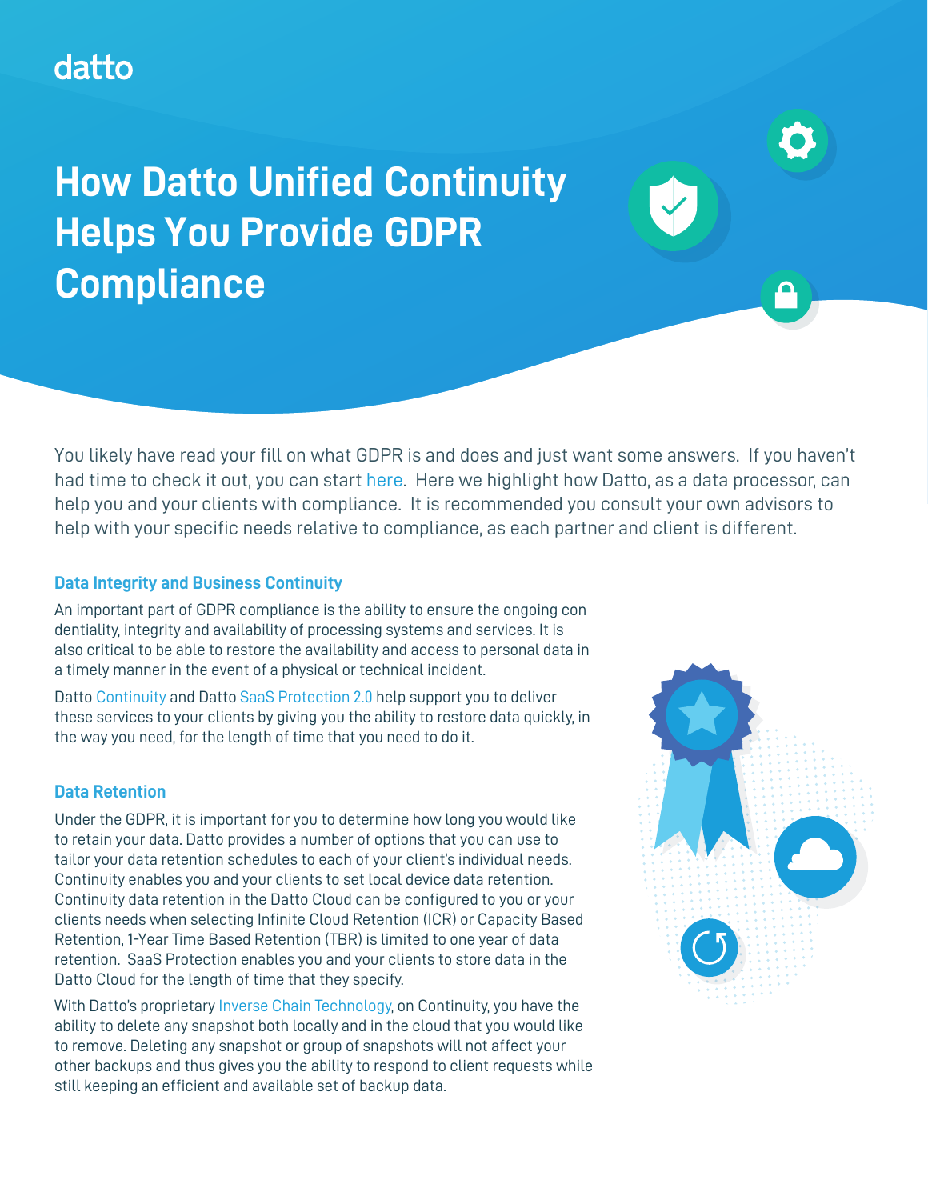datto

# How Datto Unified Continuity Helps You Provide GDPR Compliance

You likely have read your fill on what GDPR is and does and just want some answers. If you haven't had time to check it out, you can start here. Here we highlight how Datto, as a data processor, can help you and your clients with compliance. It is recommended you consult your own advisors to help with your specific needs relative to compliance, as each partner and client is different.

### Data Integrity and Business Continuity

An important part of GDPR compliance is the ability to ensure the ongoing con dentiality, integrity and availability of processing systems and services. It is also critical to be able to restore the availability and access to personal data in a timely manner in the event of a physical or technical incident.

Datto Continuity and Datto SaaS Protection 2.0 help support you to deliver these services to your clients by giving you the ability to restore data quickly, in the way you need, for the length of time that you need to do it.

### Data Retention

Under the GDPR, it is important for you to determine how long you would like to retain your data. Datto provides a number of options that you can use to tailor your data retention schedules to each of your client's individual needs. Continuity enables you and your clients to set local device data retention. Continuity data retention in the Datto Cloud can be configured to you or your clients needs when selecting Infinite Cloud Retention (ICR) or Capacity Based Retention, 1-Year Time Based Retention (TBR) is limited to one year of data retention. SaaS Protection enables you and your clients to store data in the Datto Cloud for the length of time that they specify.

With Datto's proprietary Inverse Chain Technology, on Continuity, you have the ability to delete any snapshot both locally and in the cloud that you would like to remove. Deleting any snapshot or group of snapshots will not affect your other backups and thus gives you the ability to respond to client requests while still keeping an efficient and available set of backup data.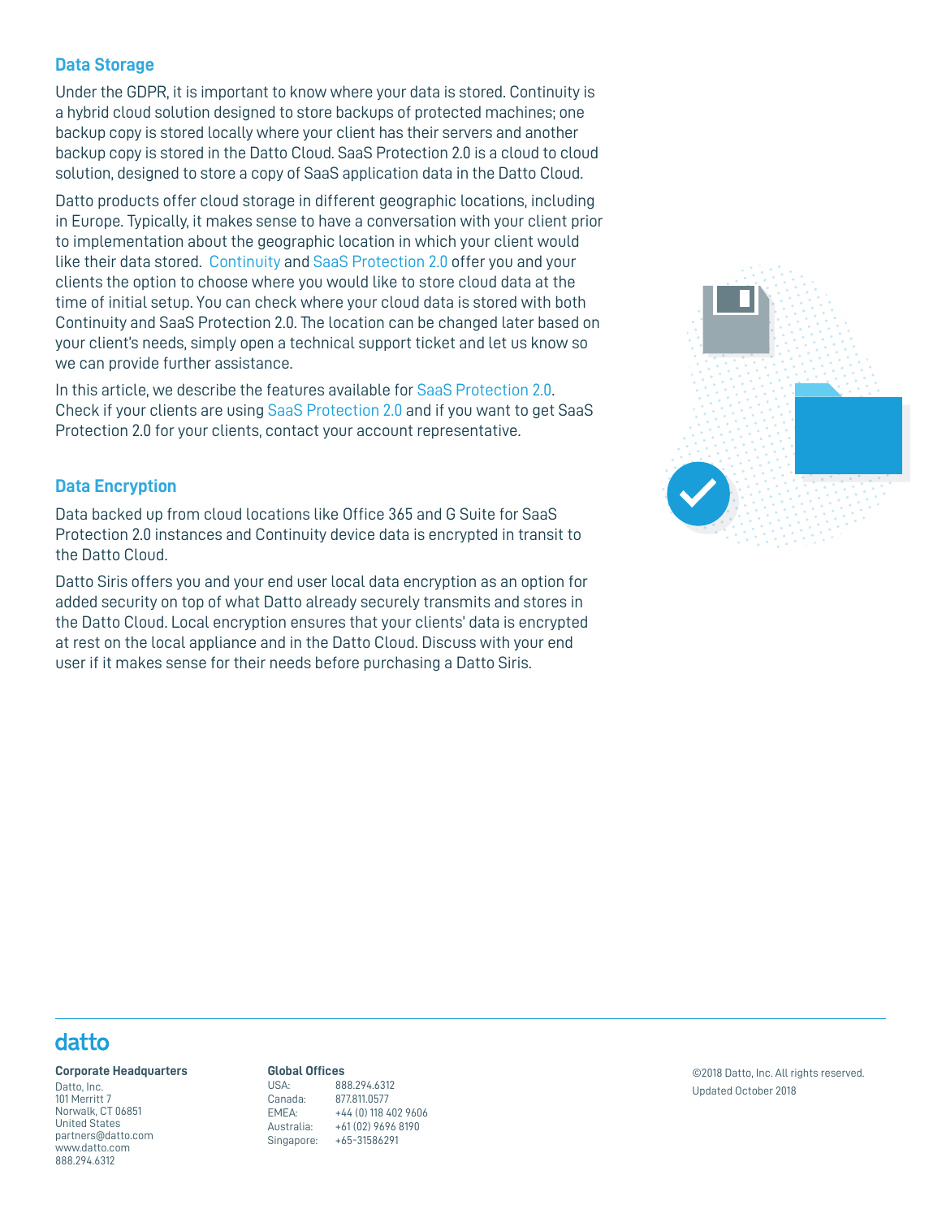## Data Storage

Under the GDPR, it is important to know where your data is stored. Continuity is a hybrid cloud solution designed to store backups of protected machines; one backup copy is stored locally where your client has their servers and another backup copy is stored in the Datto Cloud. SaaS Protection 2.0 is a cloud to cloud solution, designed to store a copy of SaaS application data in the Datto Cloud.

Datto products offer cloud storage in different geographic locations, including in Europe. Typically, it makes sense to have a conversation with your client prior to implementation about the geographic location in which your client would like their data stored. Continuity and SaaS Protection 2.0 offer you and your clients the option to choose where you would like to store cloud data at the time of initial setup. You can check where your cloud data is stored with both Continuity and SaaS Protection 2.0. The location can be changed later based on your client's needs, simply open a technical support ticket and let us know so we can provide further assistance.

In this article, we describe the features available for SaaS Protection 2.0. Check if your clients are using SaaS Protection 2.0 and if you want to get SaaS Protection 2.0 for your clients, contact your account representative.

## Data Encryption

Data backed up from cloud locations like Office 365 and G Suite for SaaS Protection 2.0 instances and Continuity device data is encrypted in transit to the Datto Cloud.

Datto Siris offers you and your end user local data encryption as an option for added security on top of what Datto already securely transmits and stores in the Datto Cloud. Local encryption ensures that your clients' data is encrypted at rest on the local appliance and in the Datto Cloud. Discuss with your end user if it makes sense for their needs before purchasing a Datto Siris.

datto

**Corporate Headquarters**
Datto, Inc.
101 Merritt 7
Norwalk, CT 06851
United States
partners@datto.com
www.datto.com
888.294.6312

**Global Offices**

| | |
|---|---|
| USA: | 888.294.6312 |
| Canada: | 877.811.0577 |
| EMEA: | +44 (0) 118 402 9606 |
| Australia: | +61 (02) 9696 8190 |
| Singapore: | +65-31586291 |

©2018 Datto, Inc. All rights reserved.
Updated October 2018